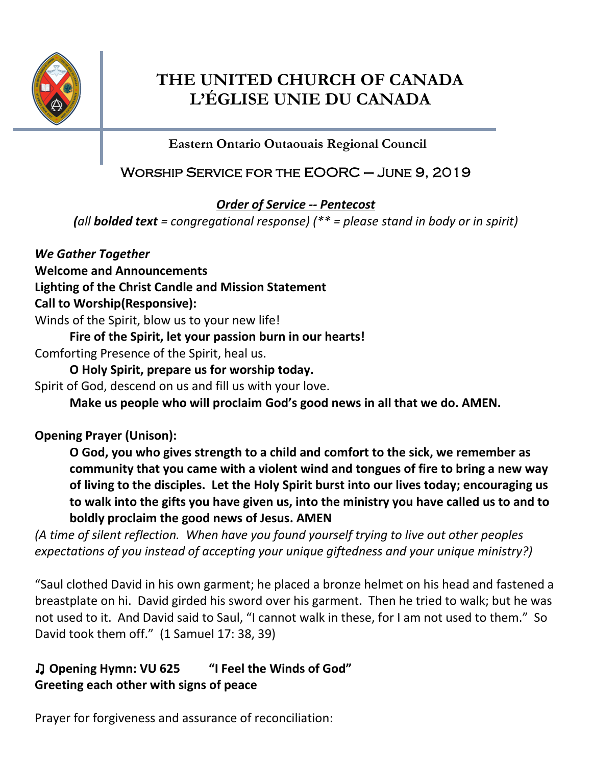# THE UNITED CHURCH OF CANADA
# L'ÉGLISE UNIE DU CANADA

**Eastern Ontario Outaouais Regional Council**

## Worship Service for the EOORC – June 9, 2019

***Order of Service -- Pentecost***

*(all **bolded text** = congregational response) (\*\* = please stand in body or in spirit)*

***We Gather Together***

**Welcome and Announcements**

**Lighting of the Christ Candle and Mission Statement**

**Call to Worship(Responsive):**

Winds of the Spirit, blow us to your new life!

**Fire of the Spirit, let your passion burn in our hearts!**

Comforting Presence of the Spirit, heal us.

**O Holy Spirit, prepare us for worship today.**

Spirit of God, descend on us and fill us with your love.

**Make us people who will proclaim God's good news in all that we do. AMEN.**

**Opening Prayer (Unison):**

**O God, you who gives strength to a child and comfort to the sick, we remember as community that you came with a violent wind and tongues of fire to bring a new way of living to the disciples. Let the Holy Spirit burst into our lives today; encouraging us to walk into the gifts you have given us, into the ministry you have called us to and to boldly proclaim the good news of Jesus. AMEN**

*(A time of silent reflection. When have you found yourself trying to live out other peoples expectations of you instead of accepting your unique giftedness and your unique ministry?)*

"Saul clothed David in his own garment; he placed a bronze helmet on his head and fastened a breastplate on hi. David girded his sword over his garment. Then he tried to walk; but he was not used to it. And David said to Saul, "I cannot walk in these, for I am not used to them." So David took them off." (1 Samuel 17: 38, 39)

**♫ Opening Hymn: VU 625 "I Feel the Winds of God"**

**Greeting each other with signs of peace**

Prayer for forgiveness and assurance of reconciliation: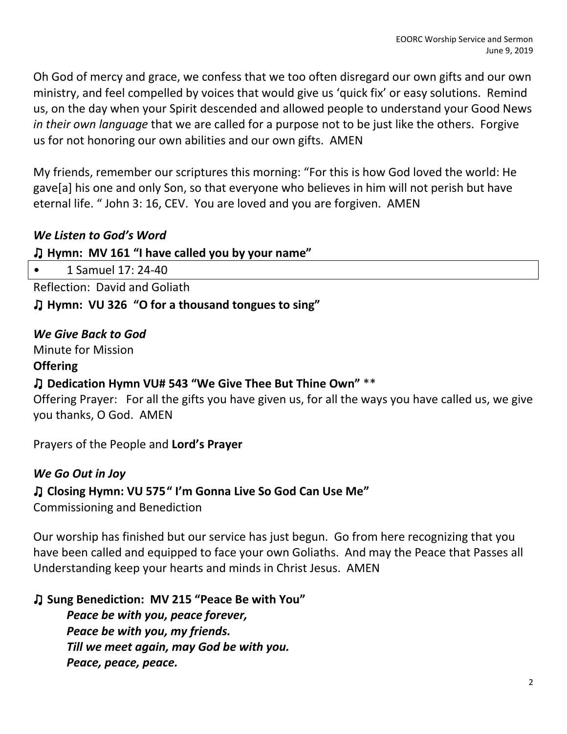Oh God of mercy and grace, we confess that we too often disregard our own gifts and our own ministry, and feel compelled by voices that would give us 'quick fix' or easy solutions. Remind us, on the day when your Spirit descended and allowed people to understand your Good News *in their own language* that we are called for a purpose not to be just like the others. Forgive us for not honoring our own abilities and our own gifts. AMEN

My friends, remember our scriptures this morning: "For this is how God loved the world: He gave[a] his one and only Son, so that everyone who believes in him will not perish but have eternal life. " John 3: 16, CEV. You are loved and you are forgiven. AMEN

***We Listen to God's Word***

♫ **Hymn: MV 161 "I have called you by your name"**

- 1 Samuel 17: 24-40

Reflection: David and Goliath

♫ **Hymn: VU 326 "O for a thousand tongues to sing"**

***We Give Back to God***

Minute for Mission

**Offering**

♫ **Dedication Hymn VU# 543 "We Give Thee But Thine Own"** **

Offering Prayer: For all the gifts you have given us, for all the ways you have called us, we give you thanks, O God. AMEN

Prayers of the People and **Lord's Prayer**

***We Go Out in Joy***

♫ **Closing Hymn: VU 575" I'm Gonna Live So God Can Use Me"**

Commissioning and Benediction

Our worship has finished but our service has just begun. Go from here recognizing that you have been called and equipped to face your own Goliaths. And may the Peace that Passes all Understanding keep your hearts and minds in Christ Jesus. AMEN

♫ **Sung Benediction: MV 215 "Peace Be with You"**

***Peace be with you, peace forever,***
***Peace be with you, my friends.***
***Till we meet again, may God be with you.***
***Peace, peace, peace.***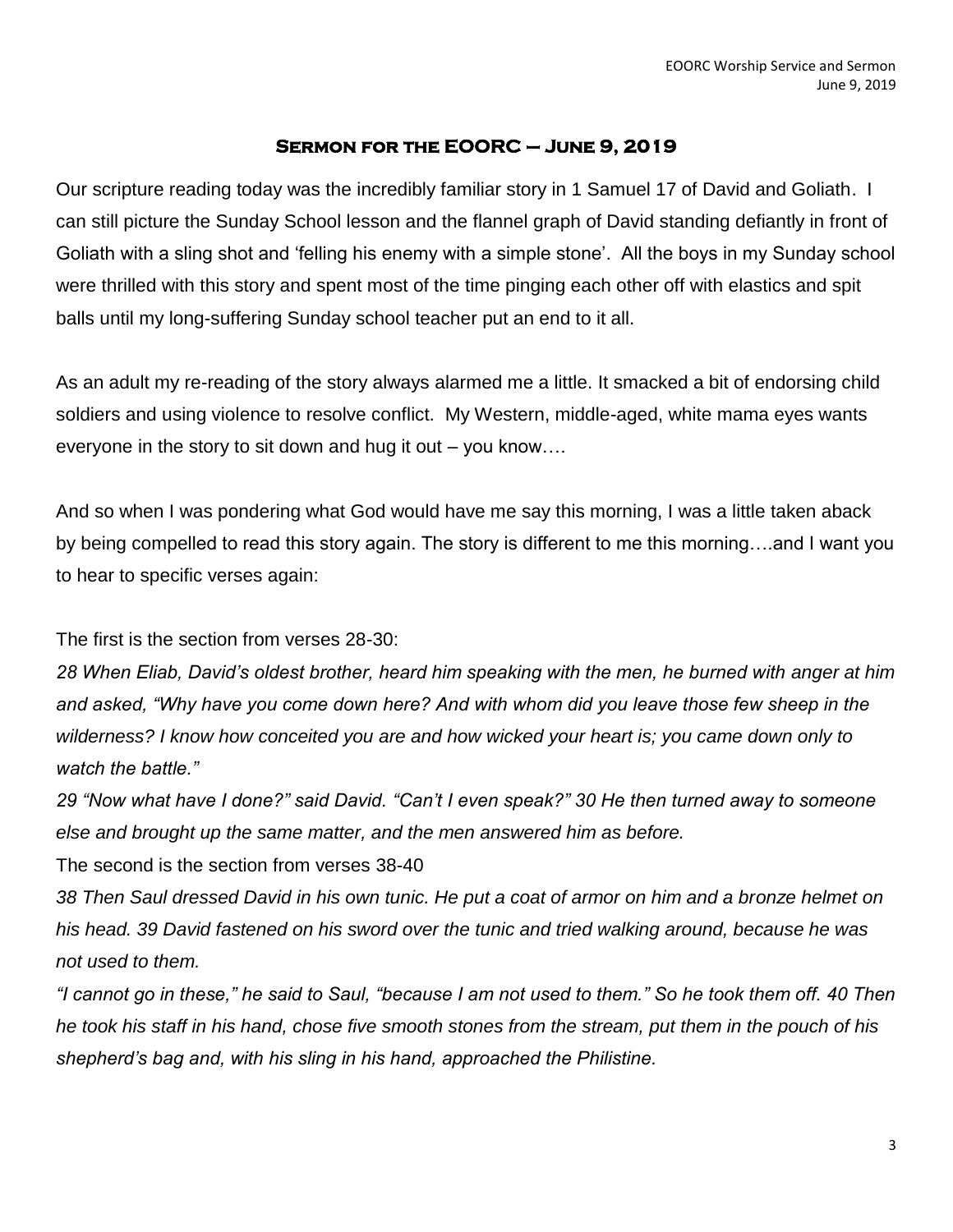## Sermon for the EOORC – June 9, 2019

Our scripture reading today was the incredibly familiar story in 1 Samuel 17 of David and Goliath. I can still picture the Sunday School lesson and the flannel graph of David standing defiantly in front of Goliath with a sling shot and 'felling his enemy with a simple stone'. All the boys in my Sunday school were thrilled with this story and spent most of the time pinging each other off with elastics and spit balls until my long-suffering Sunday school teacher put an end to it all.

As an adult my re-reading of the story always alarmed me a little. It smacked a bit of endorsing child soldiers and using violence to resolve conflict. My Western, middle-aged, white mama eyes wants everyone in the story to sit down and hug it out – you know….

And so when I was pondering what God would have me say this morning, I was a little taken aback by being compelled to read this story again. The story is different to me this morning….and I want you to hear to specific verses again:

The first is the section from verses 28-30:

*28 When Eliab, David's oldest brother, heard him speaking with the men, he burned with anger at him and asked, "Why have you come down here? And with whom did you leave those few sheep in the wilderness? I know how conceited you are and how wicked your heart is; you came down only to watch the battle."*

*29 "Now what have I done?" said David. "Can't I even speak?" 30 He then turned away to someone else and brought up the same matter, and the men answered him as before.*

The second is the section from verses 38-40

*38 Then Saul dressed David in his own tunic. He put a coat of armor on him and a bronze helmet on his head. 39 David fastened on his sword over the tunic and tried walking around, because he was not used to them.*

*"I cannot go in these," he said to Saul, "because I am not used to them." So he took them off. 40 Then he took his staff in his hand, chose five smooth stones from the stream, put them in the pouch of his shepherd's bag and, with his sling in his hand, approached the Philistine.*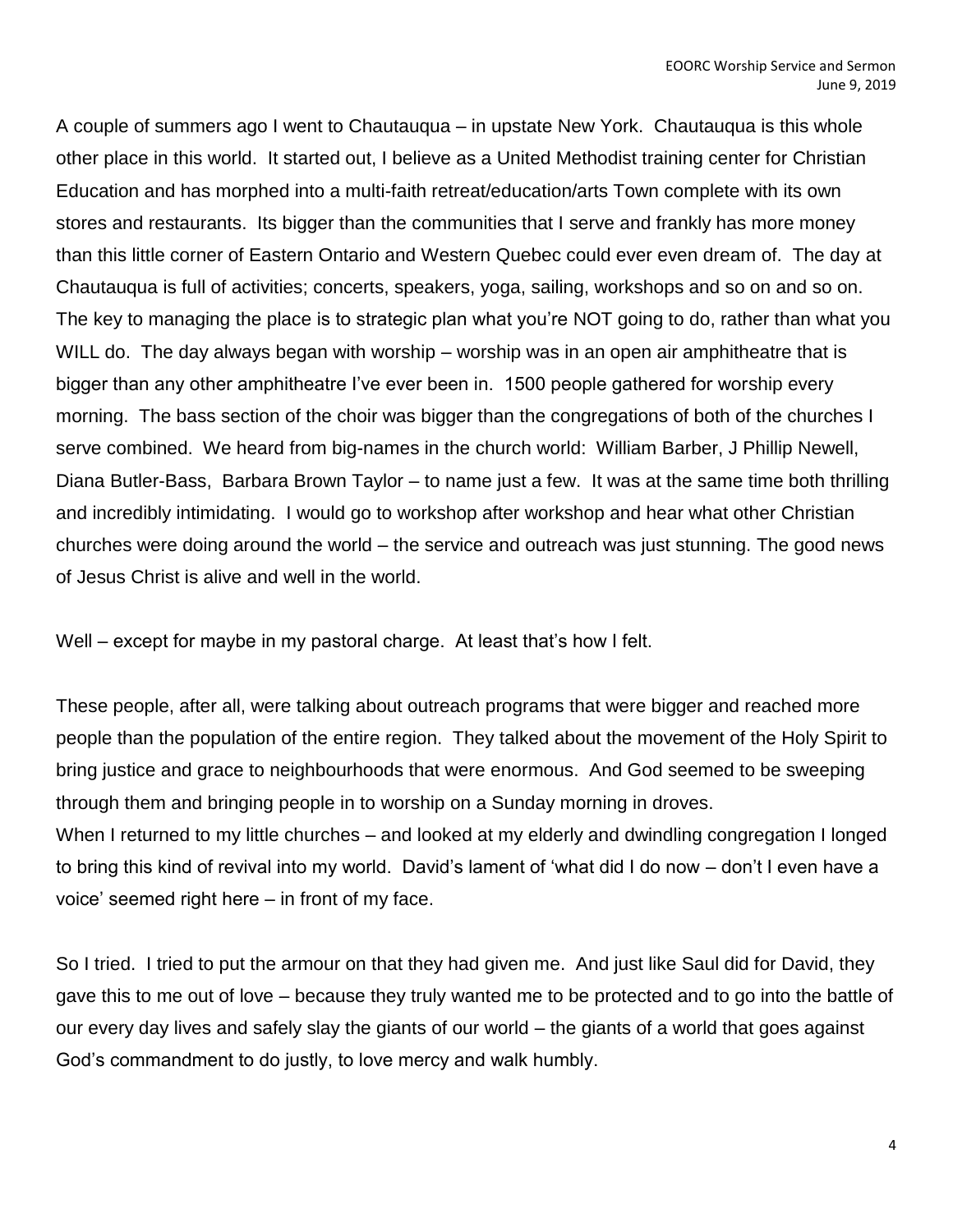A couple of summers ago I went to Chautauqua – in upstate New York. Chautauqua is this whole other place in this world. It started out, I believe as a United Methodist training center for Christian Education and has morphed into a multi-faith retreat/education/arts Town complete with its own stores and restaurants. Its bigger than the communities that I serve and frankly has more money than this little corner of Eastern Ontario and Western Quebec could ever even dream of. The day at Chautauqua is full of activities; concerts, speakers, yoga, sailing, workshops and so on and so on. The key to managing the place is to strategic plan what you're NOT going to do, rather than what you WILL do. The day always began with worship – worship was in an open air amphitheatre that is bigger than any other amphitheatre I've ever been in. 1500 people gathered for worship every morning. The bass section of the choir was bigger than the congregations of both of the churches I serve combined. We heard from big-names in the church world: William Barber, J Phillip Newell, Diana Butler-Bass, Barbara Brown Taylor – to name just a few. It was at the same time both thrilling and incredibly intimidating. I would go to workshop after workshop and hear what other Christian churches were doing around the world – the service and outreach was just stunning. The good news of Jesus Christ is alive and well in the world.

Well – except for maybe in my pastoral charge. At least that's how I felt.

These people, after all, were talking about outreach programs that were bigger and reached more people than the population of the entire region. They talked about the movement of the Holy Spirit to bring justice and grace to neighbourhoods that were enormous. And God seemed to be sweeping through them and bringing people in to worship on a Sunday morning in droves.
When I returned to my little churches – and looked at my elderly and dwindling congregation I longed to bring this kind of revival into my world. David's lament of 'what did I do now – don't I even have a voice' seemed right here – in front of my face.

So I tried. I tried to put the armour on that they had given me. And just like Saul did for David, they gave this to me out of love – because they truly wanted me to be protected and to go into the battle of our every day lives and safely slay the giants of our world – the giants of a world that goes against God's commandment to do justly, to love mercy and walk humbly.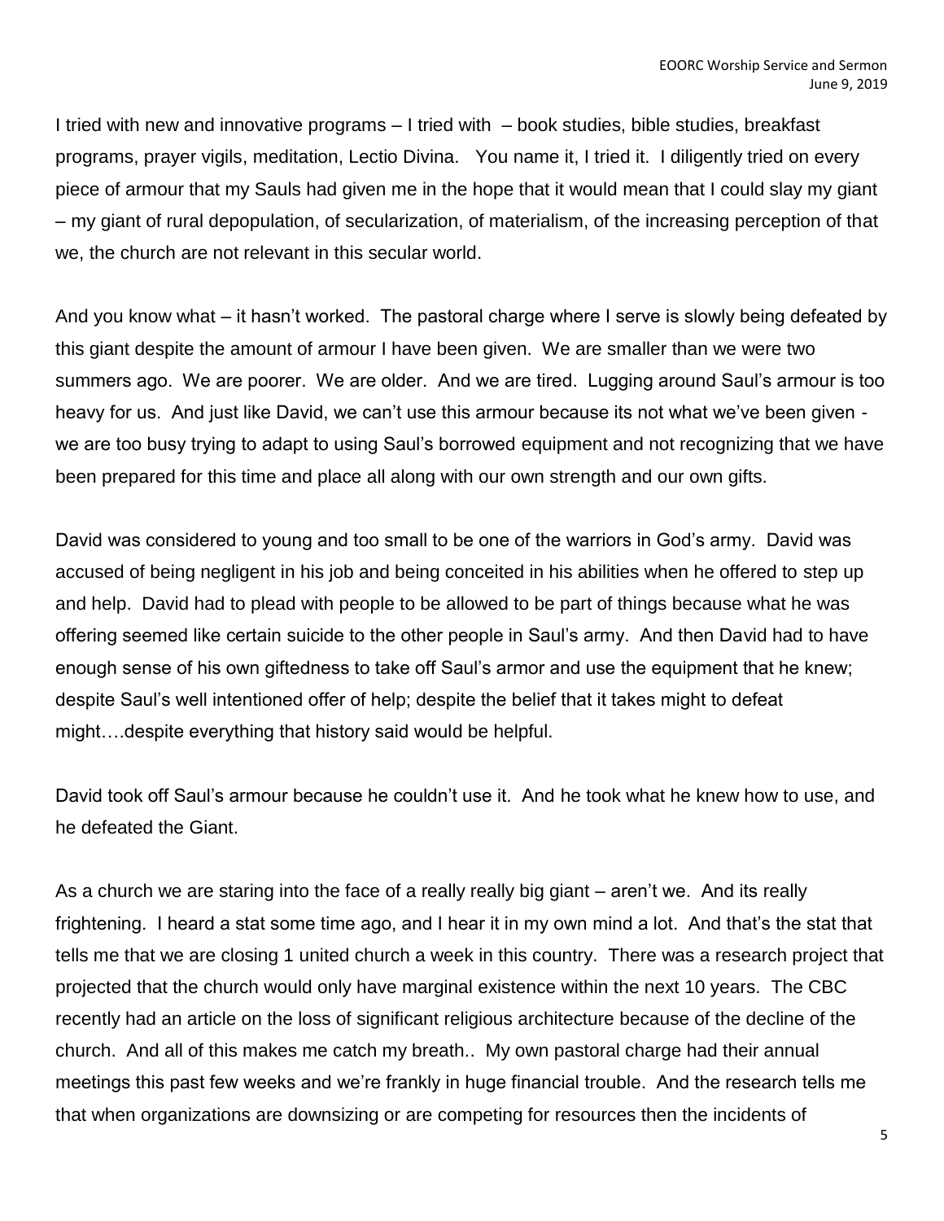I tried with new and innovative programs – I tried with – book studies, bible studies, breakfast programs, prayer vigils, meditation, Lectio Divina. You name it, I tried it. I diligently tried on every piece of armour that my Sauls had given me in the hope that it would mean that I could slay my giant – my giant of rural depopulation, of secularization, of materialism, of the increasing perception of that we, the church are not relevant in this secular world.

And you know what – it hasn't worked. The pastoral charge where I serve is slowly being defeated by this giant despite the amount of armour I have been given. We are smaller than we were two summers ago. We are poorer. We are older. And we are tired. Lugging around Saul's armour is too heavy for us. And just like David, we can't use this armour because its not what we've been given - we are too busy trying to adapt to using Saul's borrowed equipment and not recognizing that we have been prepared for this time and place all along with our own strength and our own gifts.

David was considered to young and too small to be one of the warriors in God's army. David was accused of being negligent in his job and being conceited in his abilities when he offered to step up and help. David had to plead with people to be allowed to be part of things because what he was offering seemed like certain suicide to the other people in Saul's army. And then David had to have enough sense of his own giftedness to take off Saul's armor and use the equipment that he knew; despite Saul's well intentioned offer of help; despite the belief that it takes might to defeat might….despite everything that history said would be helpful.

David took off Saul's armour because he couldn't use it. And he took what he knew how to use, and he defeated the Giant.

As a church we are staring into the face of a really really big giant – aren't we. And its really frightening. I heard a stat some time ago, and I hear it in my own mind a lot. And that's the stat that tells me that we are closing 1 united church a week in this country. There was a research project that projected that the church would only have marginal existence within the next 10 years. The CBC recently had an article on the loss of significant religious architecture because of the decline of the church. And all of this makes me catch my breath.. My own pastoral charge had their annual meetings this past few weeks and we're frankly in huge financial trouble. And the research tells me that when organizations are downsizing or are competing for resources then the incidents of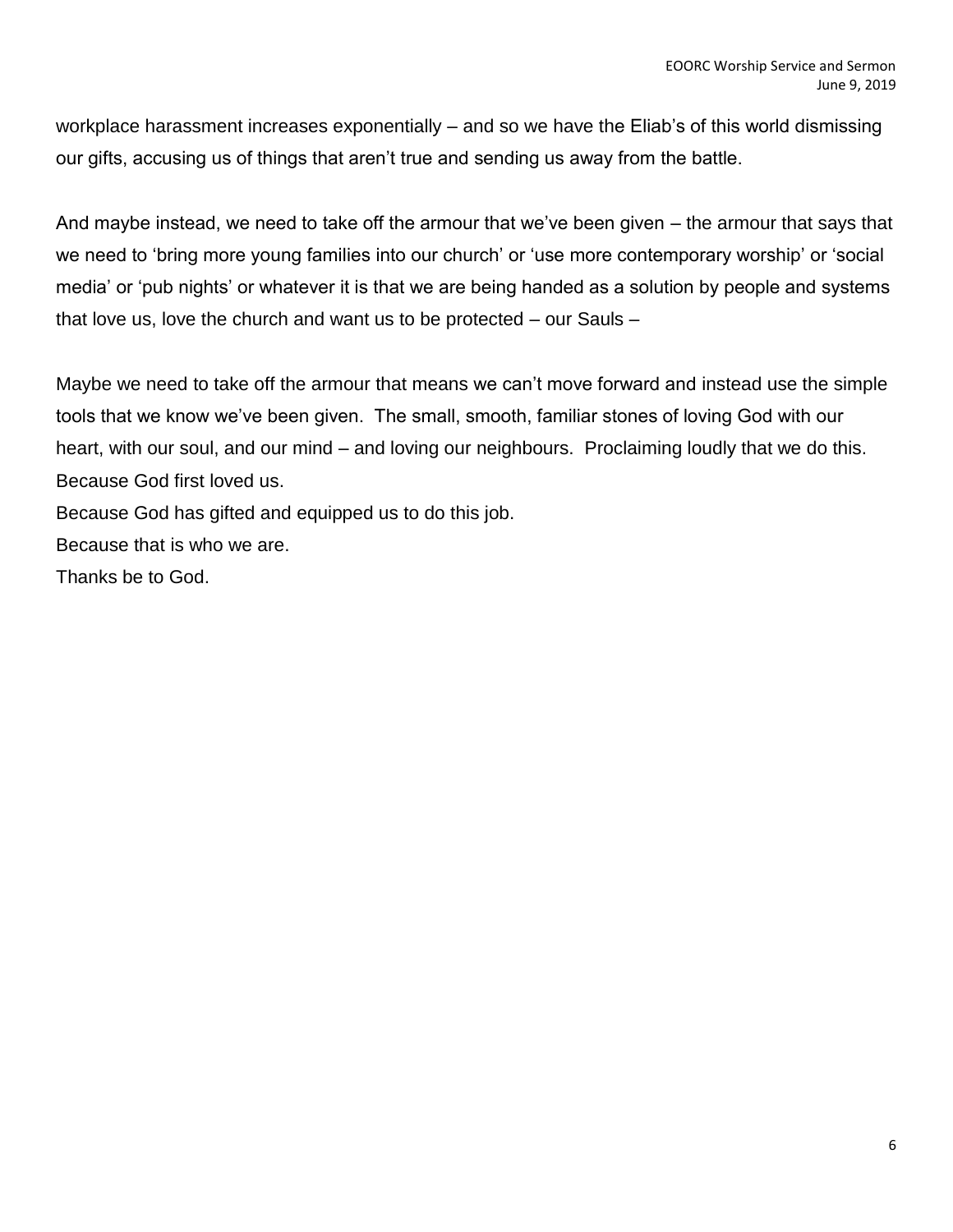workplace harassment increases exponentially – and so we have the Eliab's of this world dismissing our gifts, accusing us of things that aren't true and sending us away from the battle.

And maybe instead, we need to take off the armour that we've been given – the armour that says that we need to 'bring more young families into our church' or 'use more contemporary worship' or 'social media' or 'pub nights' or whatever it is that we are being handed as a solution by people and systems that love us, love the church and want us to be protected – our Sauls –

Maybe we need to take off the armour that means we can't move forward and instead use the simple tools that we know we've been given. The small, smooth, familiar stones of loving God with our heart, with our soul, and our mind – and loving our neighbours. Proclaiming loudly that we do this.
Because God first loved us.
Because God has gifted and equipped us to do this job.
Because that is who we are.
Thanks be to God.